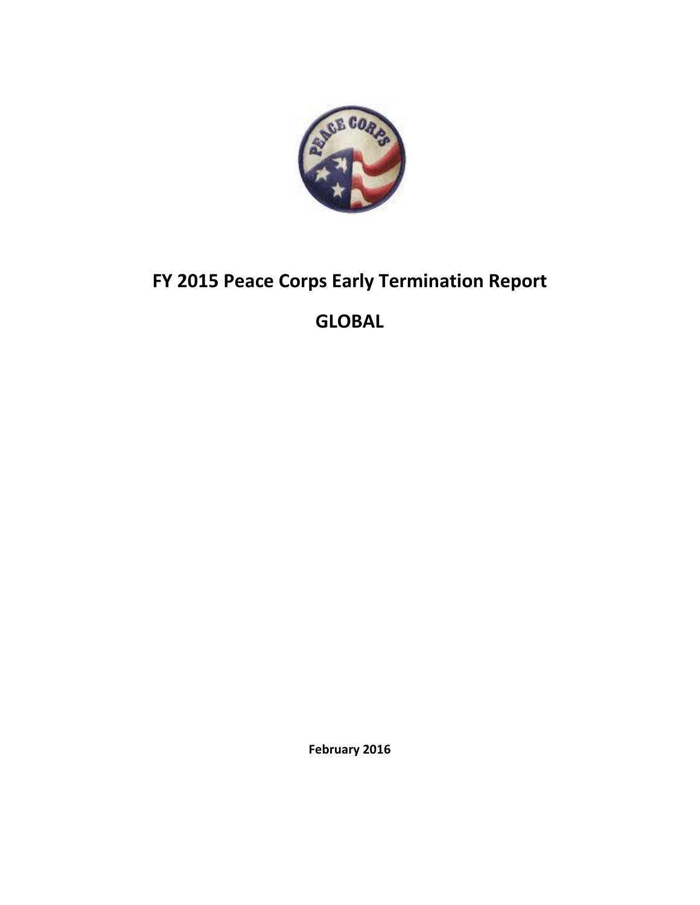# FY 2015 Peace Corps Early Termination Report

# GLOBAL

**February 2016**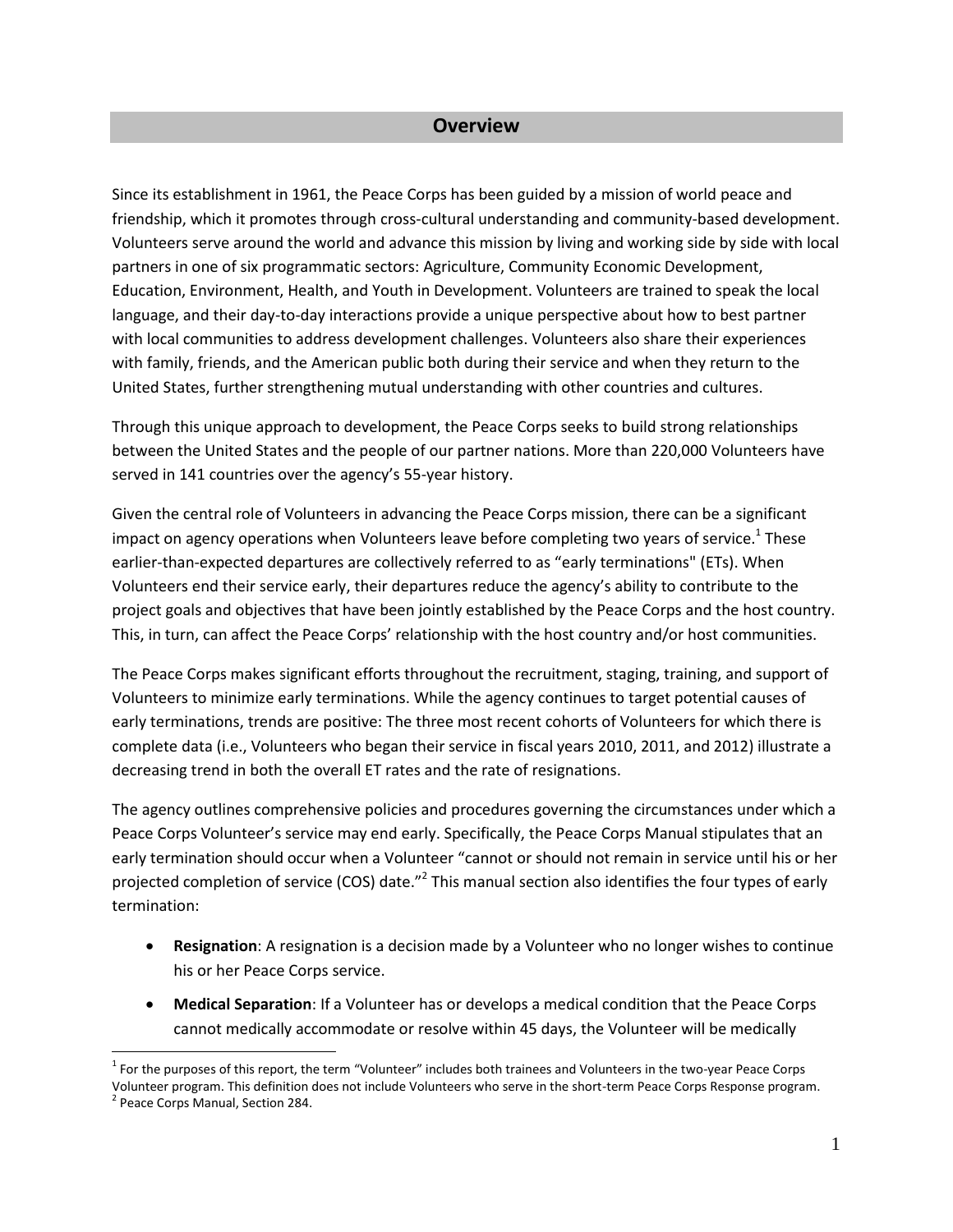## Overview

Since its establishment in 1961, the Peace Corps has been guided by a mission of world peace and friendship, which it promotes through cross-cultural understanding and community-based development. Volunteers serve around the world and advance this mission by living and working side by side with local partners in one of six programmatic sectors: Agriculture, Community Economic Development, Education, Environment, Health, and Youth in Development. Volunteers are trained to speak the local language, and their day-to-day interactions provide a unique perspective about how to best partner with local communities to address development challenges. Volunteers also share their experiences with family, friends, and the American public both during their service and when they return to the United States, further strengthening mutual understanding with other countries and cultures.

Through this unique approach to development, the Peace Corps seeks to build strong relationships between the United States and the people of our partner nations. More than 220,000 Volunteers have served in 141 countries over the agency's 55-year history.

Given the central role of Volunteers in advancing the Peace Corps mission, there can be a significant impact on agency operations when Volunteers leave before completing two years of service.[1] These earlier-than-expected departures are collectively referred to as "early terminations" (ETs). When Volunteers end their service early, their departures reduce the agency's ability to contribute to the project goals and objectives that have been jointly established by the Peace Corps and the host country. This, in turn, can affect the Peace Corps' relationship with the host country and/or host communities.

The Peace Corps makes significant efforts throughout the recruitment, staging, training, and support of Volunteers to minimize early terminations. While the agency continues to target potential causes of early terminations, trends are positive: The three most recent cohorts of Volunteers for which there is complete data (i.e., Volunteers who began their service in fiscal years 2010, 2011, and 2012) illustrate a decreasing trend in both the overall ET rates and the rate of resignations.

The agency outlines comprehensive policies and procedures governing the circumstances under which a Peace Corps Volunteer's service may end early. Specifically, the Peace Corps Manual stipulates that an early termination should occur when a Volunteer "cannot or should not remain in service until his or her projected completion of service (COS) date."[2] This manual section also identifies the four types of early termination:

- **Resignation**: A resignation is a decision made by a Volunteer who no longer wishes to continue his or her Peace Corps service.
- **Medical Separation**: If a Volunteer has or develops a medical condition that the Peace Corps cannot medically accommodate or resolve within 45 days, the Volunteer will be medically

---

[1] For the purposes of this report, the term "Volunteer" includes both trainees and Volunteers in the two-year Peace Corps Volunteer program. This definition does not include Volunteers who serve in the short-term Peace Corps Response program.

[2] Peace Corps Manual, Section 284.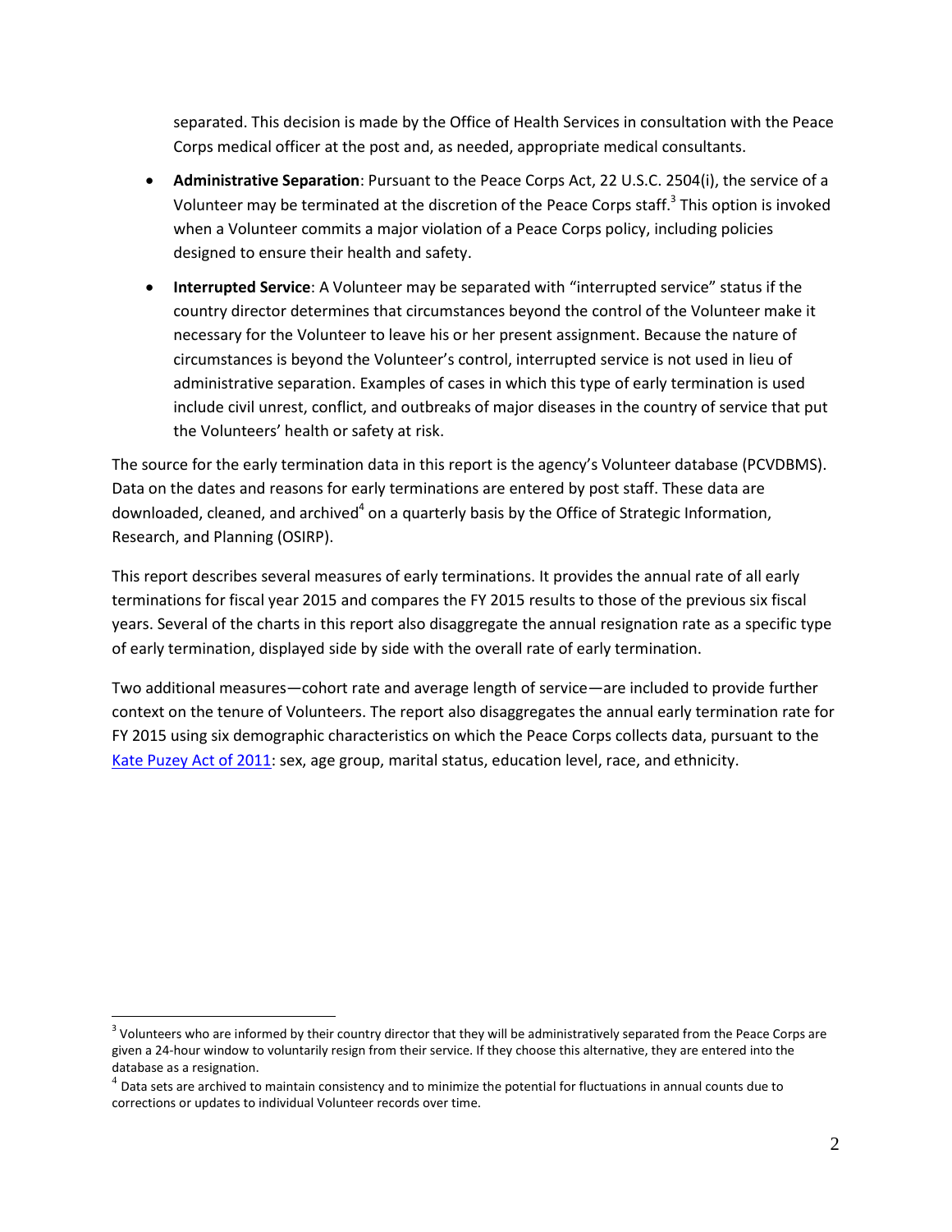separated. This decision is made by the Office of Health Services in consultation with the Peace Corps medical officer at the post and, as needed, appropriate medical consultants.

- **Administrative Separation**: Pursuant to the Peace Corps Act, 22 U.S.C. 2504(i), the service of a Volunteer may be terminated at the discretion of the Peace Corps staff.[3] This option is invoked when a Volunteer commits a major violation of a Peace Corps policy, including policies designed to ensure their health and safety.
- **Interrupted Service**: A Volunteer may be separated with "interrupted service" status if the country director determines that circumstances beyond the control of the Volunteer make it necessary for the Volunteer to leave his or her present assignment. Because the nature of circumstances is beyond the Volunteer's control, interrupted service is not used in lieu of administrative separation. Examples of cases in which this type of early termination is used include civil unrest, conflict, and outbreaks of major diseases in the country of service that put the Volunteers' health or safety at risk.

The source for the early termination data in this report is the agency's Volunteer database (PCVDBMS). Data on the dates and reasons for early terminations are entered by post staff. These data are downloaded, cleaned, and archived[4] on a quarterly basis by the Office of Strategic Information, Research, and Planning (OSIRP).

This report describes several measures of early terminations. It provides the annual rate of all early terminations for fiscal year 2015 and compares the FY 2015 results to those of the previous six fiscal years. Several of the charts in this report also disaggregate the annual resignation rate as a specific type of early termination, displayed side by side with the overall rate of early termination.

Two additional measures—cohort rate and average length of service—are included to provide further context on the tenure of Volunteers. The report also disaggregates the annual early termination rate for FY 2015 using six demographic characteristics on which the Peace Corps collects data, pursuant to the Kate Puzey Act of 2011: sex, age group, marital status, education level, race, and ethnicity.

[3] Volunteers who are informed by their country director that they will be administratively separated from the Peace Corps are given a 24-hour window to voluntarily resign from their service. If they choose this alternative, they are entered into the database as a resignation.

[4] Data sets are archived to maintain consistency and to minimize the potential for fluctuations in annual counts due to corrections or updates to individual Volunteer records over time.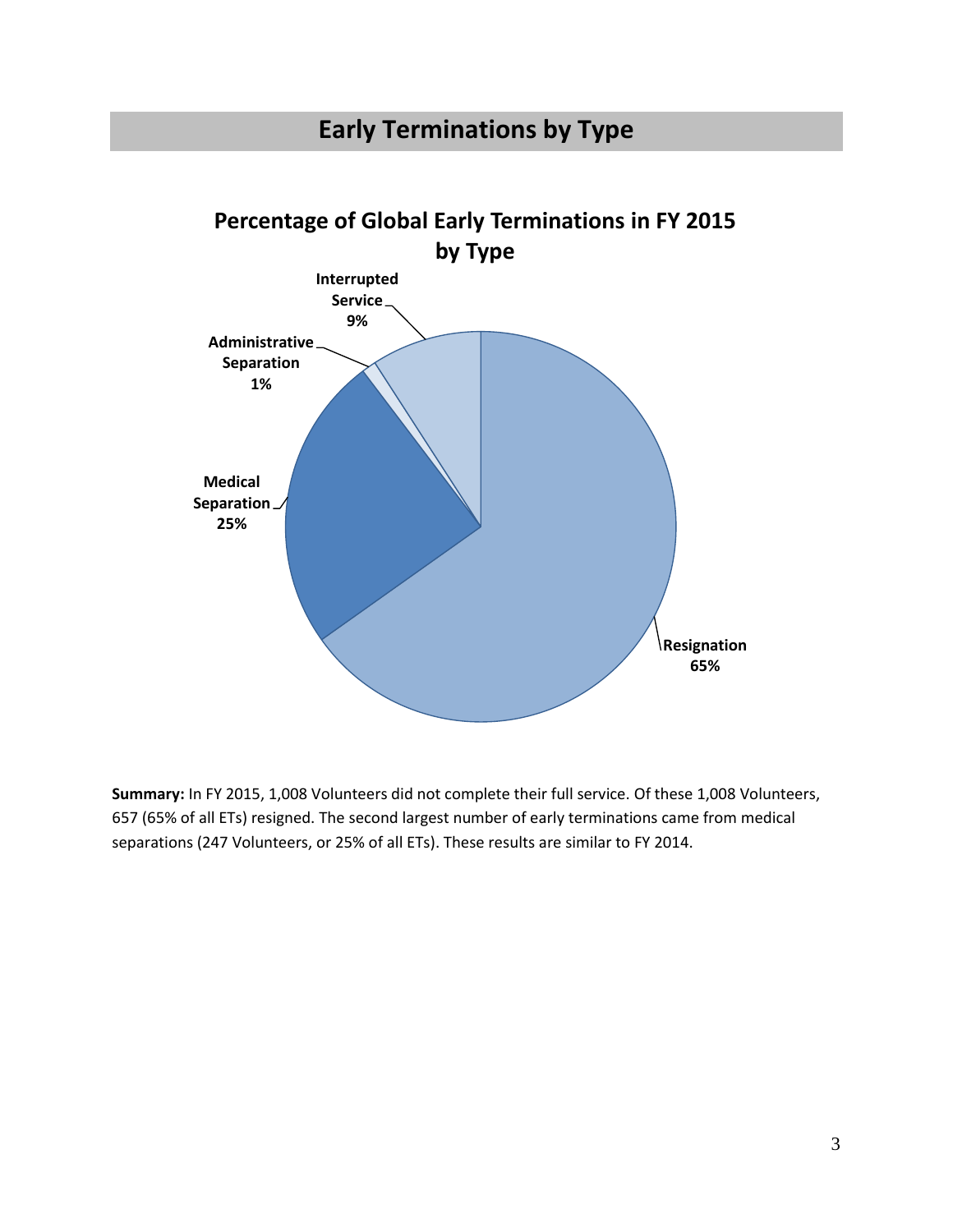## Early Terminations by Type

**Percentage of Global Early Terminations in FY 2015 by Type**

Interrupted Service 9%

Administrative Separation 1%

Medical Separation 25%

Resignation 65%

**Summary:** In FY 2015, 1,008 Volunteers did not complete their full service. Of these 1,008 Volunteers, 657 (65% of all ETs) resigned. The second largest number of early terminations came from medical separations (247 Volunteers, or 25% of all ETs). These results are similar to FY 2014.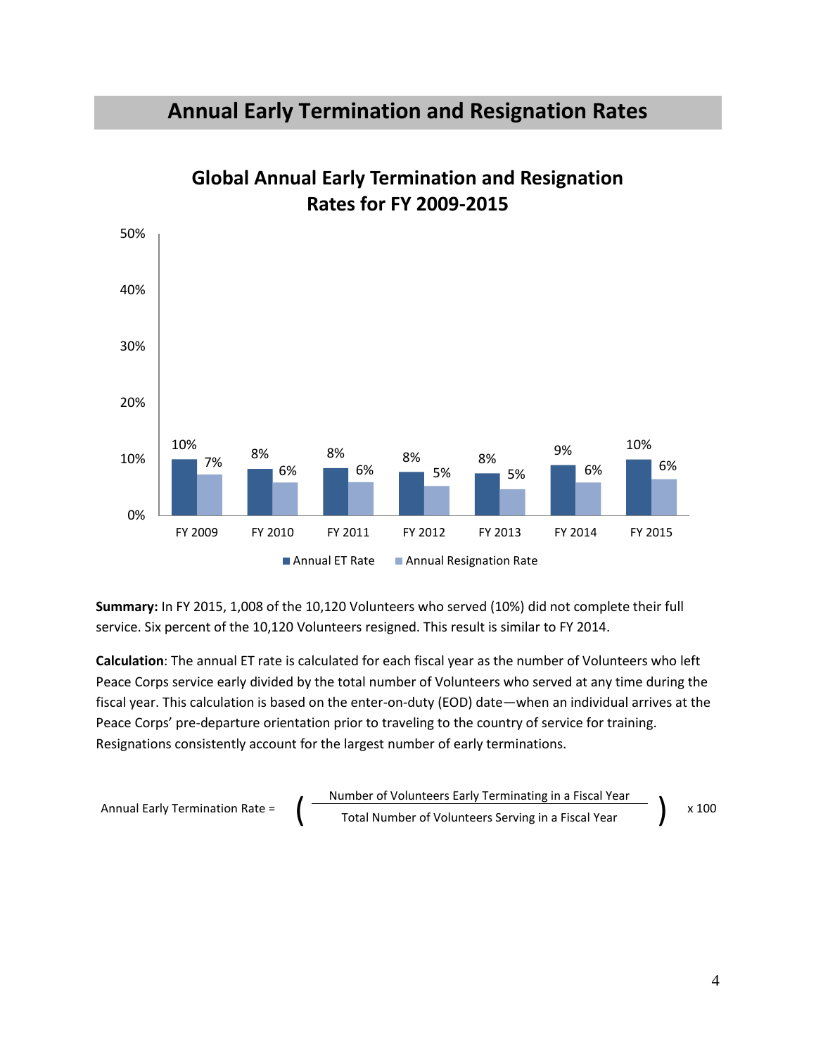# Annual Early Termination and Resignation Rates

**Global Annual Early Termination and Resignation Rates for FY 2009-2015**

| | FY 2009 | FY 2010 | FY 2011 | FY 2012 | FY 2013 | FY 2014 | FY 2015 |
|---|---|---|---|---|---|---|---|
| Annual ET Rate | 10% | 8% | 8% | 8% | 8% | 9% | 10% |
| Annual Resignation Rate | 7% | 6% | 6% | 5% | 5% | 6% | 6% |

**Summary:** In FY 2015, 1,008 of the 10,120 Volunteers who served (10%) did not complete their full service. Six percent of the 10,120 Volunteers resigned. This result is similar to FY 2014.

**Calculation**: The annual ET rate is calculated for each fiscal year as the number of Volunteers who left Peace Corps service early divided by the total number of Volunteers who served at any time during the fiscal year. This calculation is based on the enter-on-duty (EOD) date—when an individual arrives at the Peace Corps' pre-departure orientation prior to traveling to the country of service for training. Resignations consistently account for the largest number of early terminations.

$$\text{Annual Early Termination Rate} = \left( \frac{\text{Number of Volunteers Early Terminating in a Fiscal Year}}{\text{Total Number of Volunteers Serving in a Fiscal Year}} \right) \times 100$$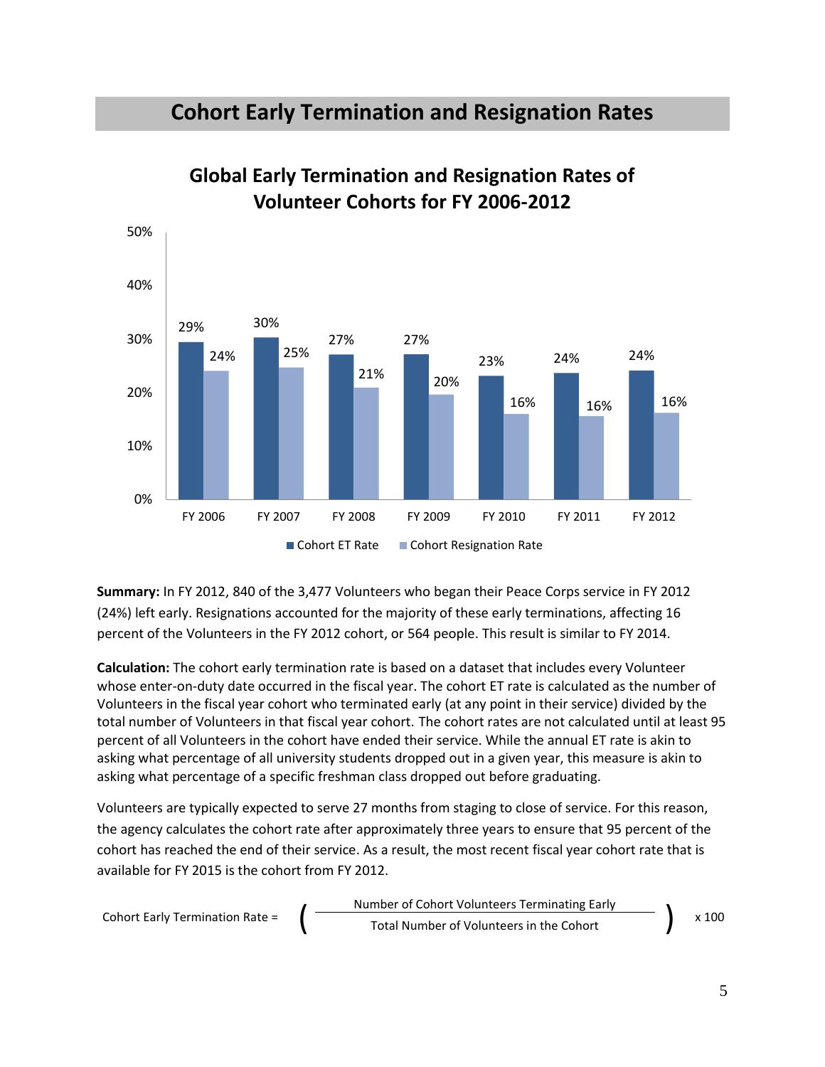# Cohort Early Termination and Resignation Rates

## Global Early Termination and Resignation Rates of Volunteer Cohorts for FY 2006-2012

| | FY 2006 | FY 2007 | FY 2008 | FY 2009 | FY 2010 | FY 2011 | FY 2012 |
|---|---|---|---|---|---|---|---|
| Cohort ET Rate | 29% | 30% | 27% | 27% | 23% | 24% | 24% |
| Cohort Resignation Rate | 24% | 25% | 21% | 20% | 16% | 16% | 16% |

**Summary:** In FY 2012, 840 of the 3,477 Volunteers who began their Peace Corps service in FY 2012 (24%) left early. Resignations accounted for the majority of these early terminations, affecting 16 percent of the Volunteers in the FY 2012 cohort, or 564 people. This result is similar to FY 2014.

**Calculation:** The cohort early termination rate is based on a dataset that includes every Volunteer whose enter-on-duty date occurred in the fiscal year. The cohort ET rate is calculated as the number of Volunteers in the fiscal year cohort who terminated early (at any point in their service) divided by the total number of Volunteers in that fiscal year cohort. The cohort rates are not calculated until at least 95 percent of all Volunteers in the cohort have ended their service. While the annual ET rate is akin to asking what percentage of all university students dropped out in a given year, this measure is akin to asking what percentage of a specific freshman class dropped out before graduating.

Volunteers are typically expected to serve 27 months from staging to close of service. For this reason, the agency calculates the cohort rate after approximately three years to ensure that 95 percent of the cohort has reached the end of their service. As a result, the most recent fiscal year cohort rate that is available for FY 2015 is the cohort from FY 2012.

$$\text{Cohort Early Termination Rate} = \left( \frac{\text{Number of Cohort Volunteers Terminating Early}}{\text{Total Number of Volunteers in the Cohort}} \right) \times 100$$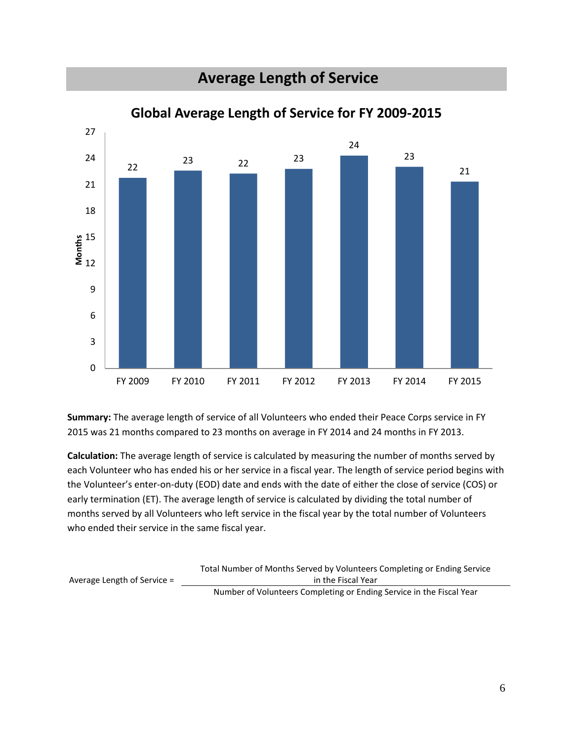# Average Length of Service

## Global Average Length of Service for FY 2009-2015

| Fiscal Year | Months |
|---|---|
| FY 2009 | 22 |
| FY 2010 | 23 |
| FY 2011 | 22 |
| FY 2012 | 23 |
| FY 2013 | 24 |
| FY 2014 | 23 |
| FY 2015 | 21 |

**Summary:** The average length of service of all Volunteers who ended their Peace Corps service in FY 2015 was 21 months compared to 23 months on average in FY 2014 and 24 months in FY 2013.

**Calculation:** The average length of service is calculated by measuring the number of months served by each Volunteer who has ended his or her service in a fiscal year. The length of service period begins with the Volunteer's enter-on-duty (EOD) date and ends with the date of either the close of service (COS) or early termination (ET). The average length of service is calculated by dividing the total number of months served by all Volunteers who left service in the fiscal year by the total number of Volunteers who ended their service in the same fiscal year.

$$\text{Average Length of Service} = \frac{\text{Total Number of Months Served by Volunteers Completing or Ending Service in the Fiscal Year}}{\text{Number of Volunteers Completing or Ending Service in the Fiscal Year}}$$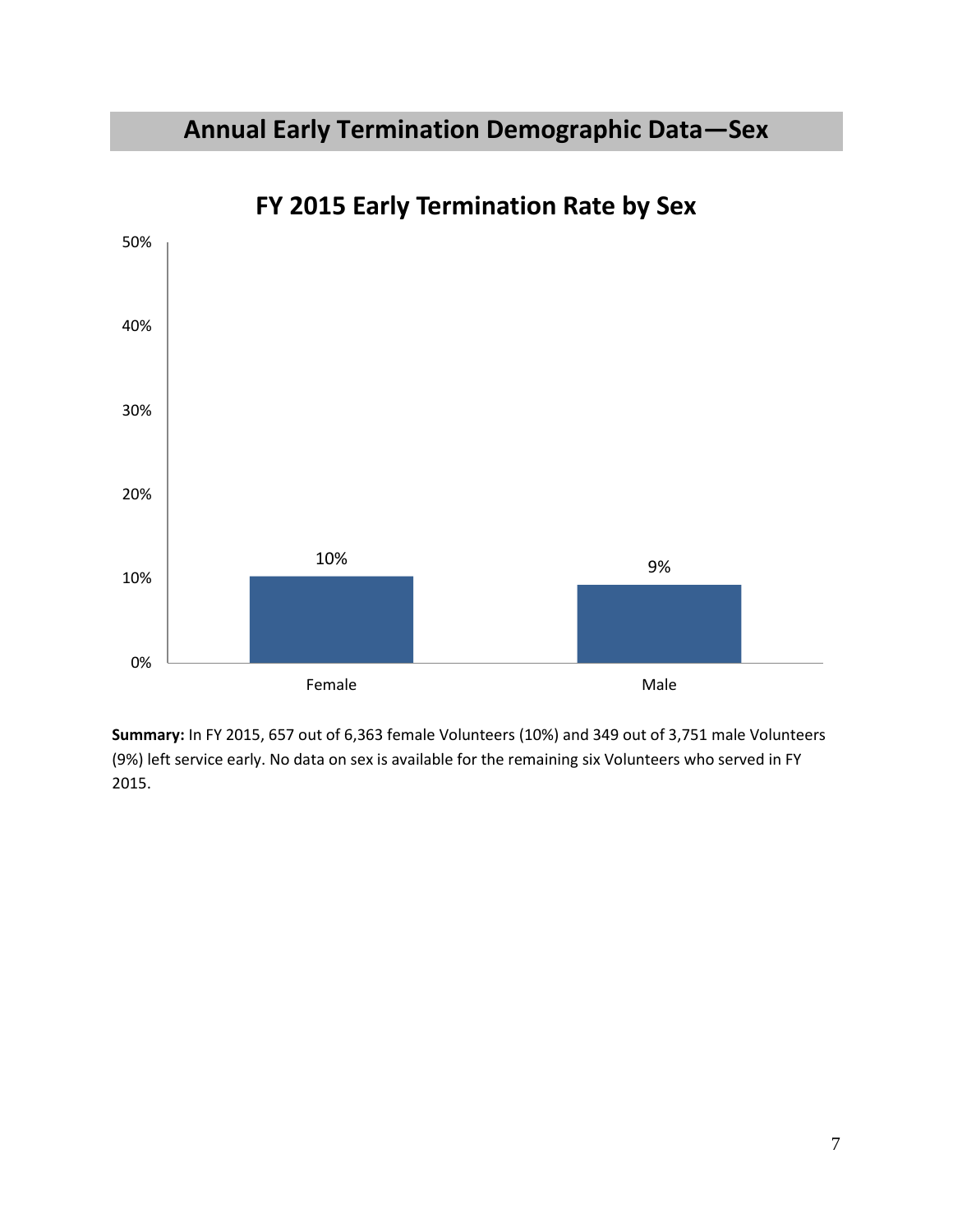## Annual Early Termination Demographic Data—Sex

### FY 2015 Early Termination Rate by Sex

| Sex | Early Termination Rate |
| --- | --- |
| Female | 10% |
| Male | 9% |

**Summary:** In FY 2015, 657 out of 6,363 female Volunteers (10%) and 349 out of 3,751 male Volunteers (9%) left service early. No data on sex is available for the remaining six Volunteers who served in FY 2015.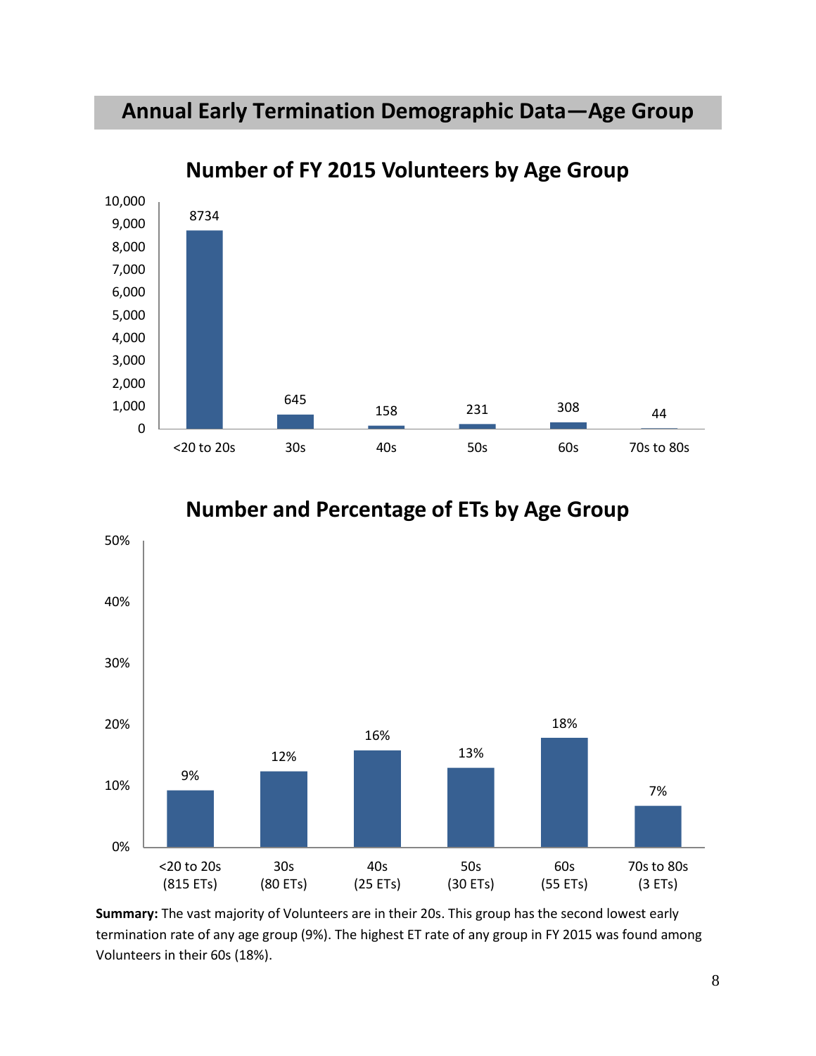## Annual Early Termination Demographic Data—Age Group

### Number of FY 2015 Volunteers by Age Group

| Age Group | Number of Volunteers |
|---|---|
| <20 to 20s | 8734 |
| 30s | 645 |
| 40s | 158 |
| 50s | 231 |
| 60s | 308 |
| 70s to 80s | 44 |

### Number and Percentage of ETs by Age Group

| Age Group | ET Rate |
|---|---|
| <20 to 20s (815 ETs) | 9% |
| 30s (80 ETs) | 12% |
| 40s (25 ETs) | 16% |
| 50s (30 ETs) | 13% |
| 60s (55 ETs) | 18% |
| 70s to 80s (3 ETs) | 7% |

**Summary:** The vast majority of Volunteers are in their 20s. This group has the second lowest early termination rate of any age group (9%). The highest ET rate of any group in FY 2015 was found among Volunteers in their 60s (18%).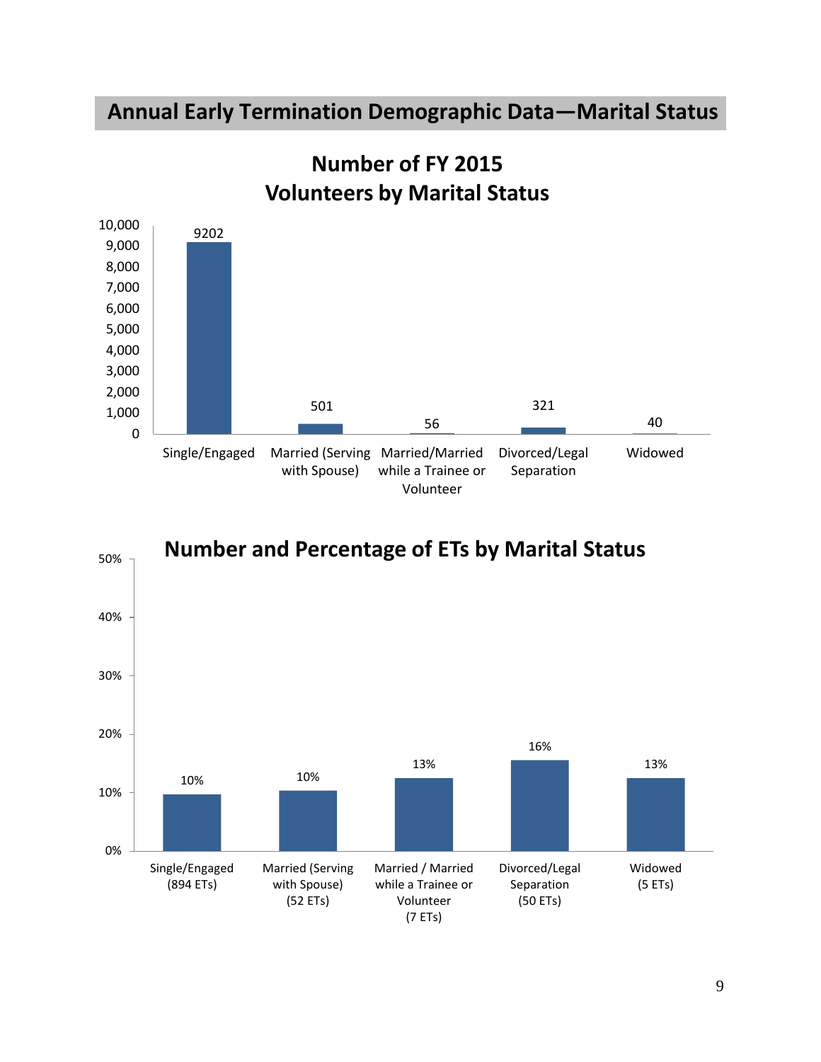## Annual Early Termination Demographic Data—Marital Status

### Number of FY 2015 Volunteers by Marital Status

| Marital Status | Number of Volunteers |
|---|---|
| Single/Engaged | 9202 |
| Married (Serving with Spouse) | 501 |
| Married/Married while a Trainee or Volunteer | 56 |
| Divorced/Legal Separation | 321 |
| Widowed | 40 |

### Number and Percentage of ETs by Marital Status

| Marital Status | ETs | Percentage |
|---|---|---|
| Single/Engaged | 894 ETs | 10% |
| Married (Serving with Spouse) | 52 ETs | 10% |
| Married / Married while a Trainee or Volunteer | 7 ETs | 13% |
| Divorced/Legal Separation | 50 ETs | 16% |
| Widowed | 5 ETs | 13% |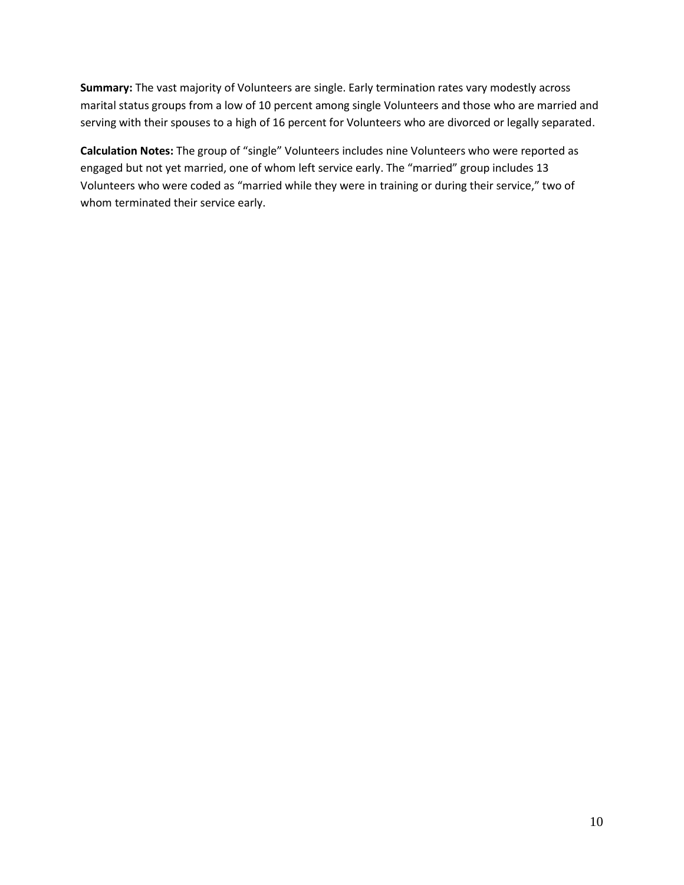**Summary:** The vast majority of Volunteers are single. Early termination rates vary modestly across marital status groups from a low of 10 percent among single Volunteers and those who are married and serving with their spouses to a high of 16 percent for Volunteers who are divorced or legally separated.

**Calculation Notes:** The group of "single" Volunteers includes nine Volunteers who were reported as engaged but not yet married, one of whom left service early. The "married" group includes 13 Volunteers who were coded as "married while they were in training or during their service," two of whom terminated their service early.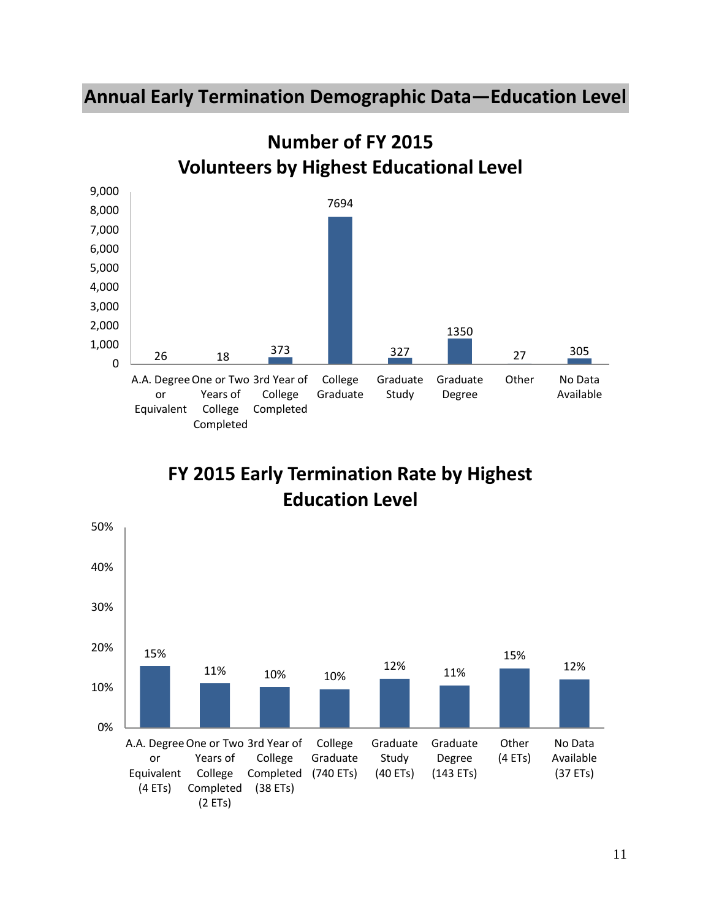## Annual Early Termination Demographic Data—Education Level

### Number of FY 2015 Volunteers by Highest Educational Level

| Education Level | Number of Volunteers |
|---|---|
| A.A. Degree or Equivalent | 26 |
| One or Two Years of College Completed | 18 |
| 3rd Year of College Completed | 373 |
| College Graduate | 7694 |
| Graduate Study | 327 |
| Graduate Degree | 1350 |
| Other | 27 |
| No Data Available | 305 |

### FY 2015 Early Termination Rate by Highest Education Level

| Education Level | Early Termination Rate |
|---|---|
| A.A. Degree or Equivalent (4 ETs) | 15% |
| One or Two Years of College Completed (2 ETs) | 11% |
| 3rd Year of College Completed (38 ETs) | 10% |
| College Graduate (740 ETs) | 10% |
| Graduate Study (40 ETs) | 12% |
| Graduate Degree (143 ETs) | 11% |
| Other (4 ETs) | 15% |
| No Data Available (37 ETs) | 12% |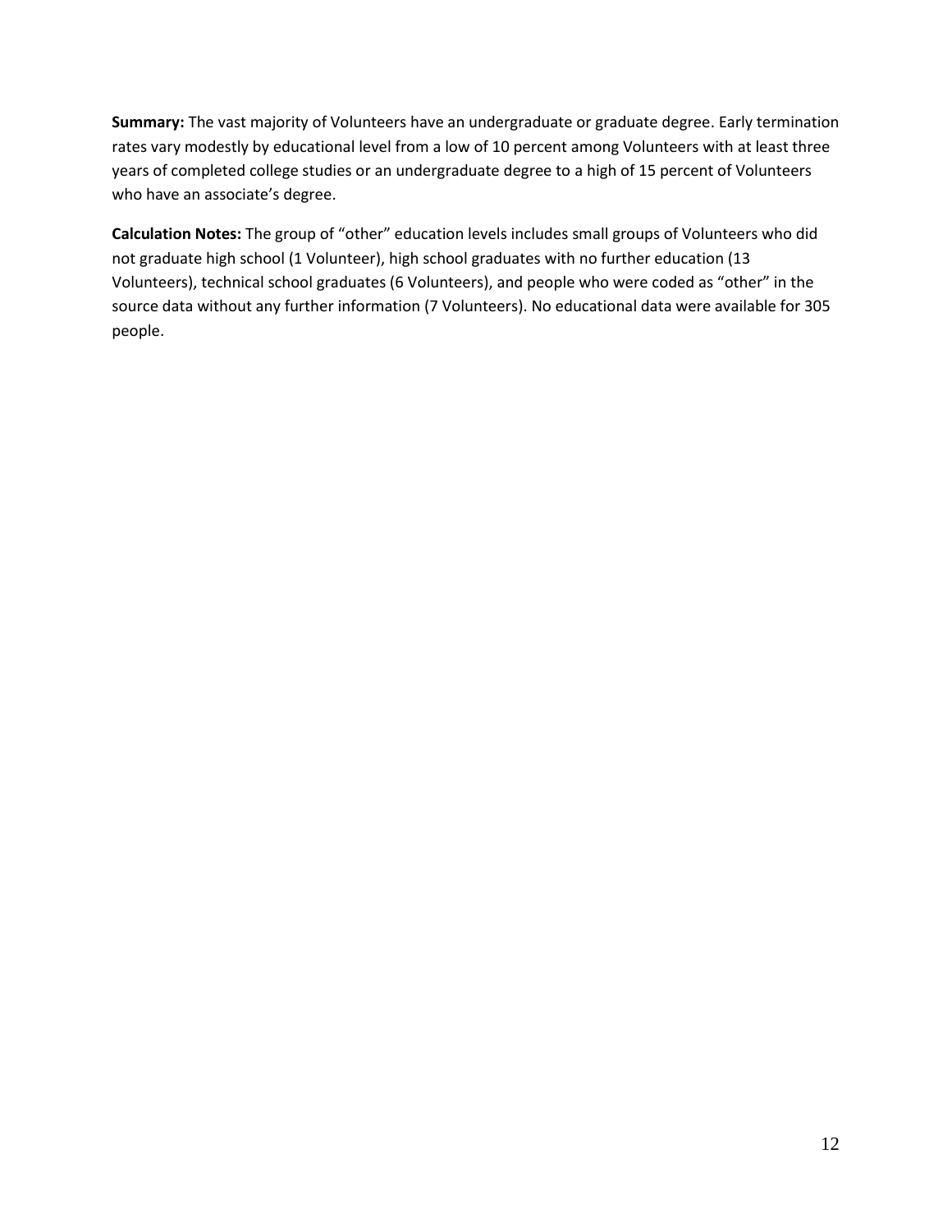**Summary:** The vast majority of Volunteers have an undergraduate or graduate degree. Early termination rates vary modestly by educational level from a low of 10 percent among Volunteers with at least three years of completed college studies or an undergraduate degree to a high of 15 percent of Volunteers who have an associate's degree.

**Calculation Notes:** The group of "other" education levels includes small groups of Volunteers who did not graduate high school (1 Volunteer), high school graduates with no further education (13 Volunteers), technical school graduates (6 Volunteers), and people who were coded as "other" in the source data without any further information (7 Volunteers). No educational data were available for 305 people.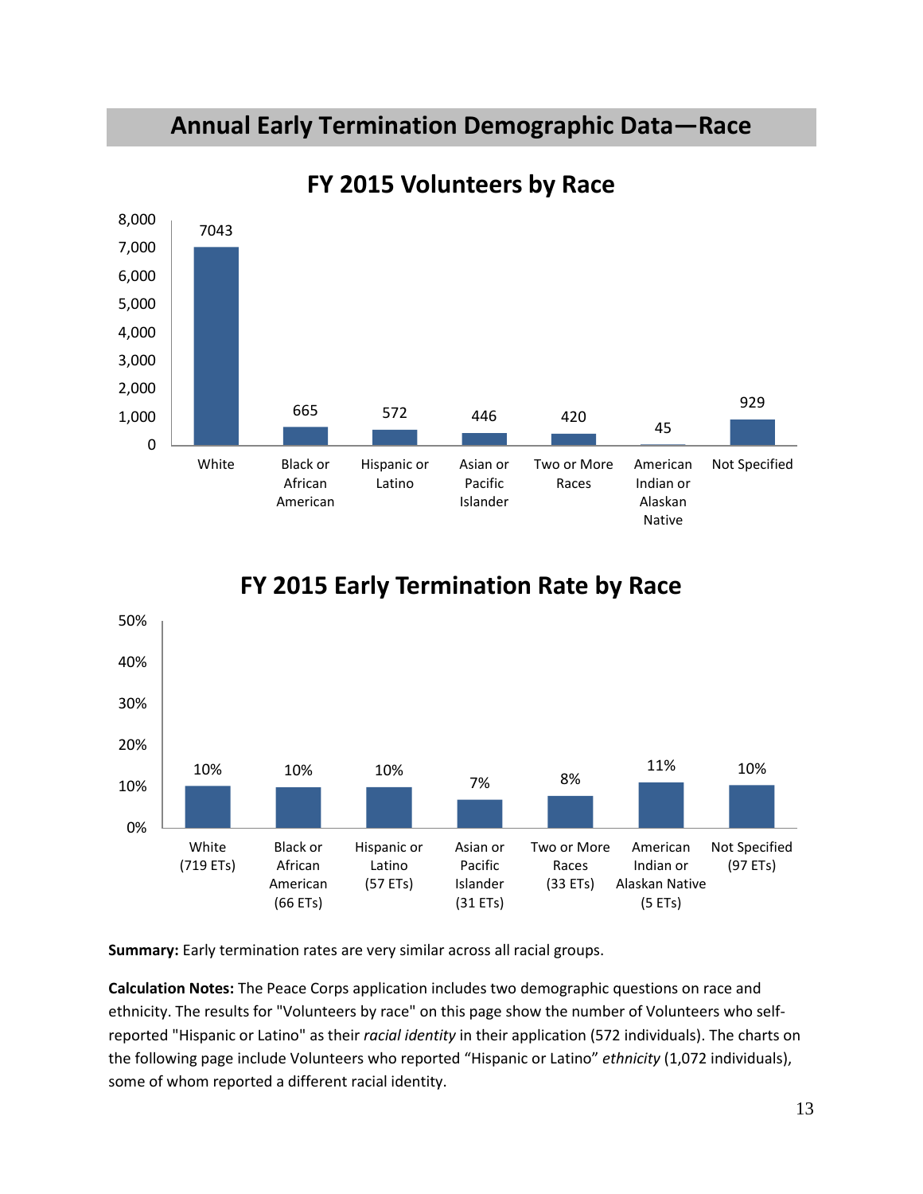## Annual Early Termination Demographic Data—Race

### FY 2015 Volunteers by Race

| Race | Volunteers |
| --- | --- |
| White | 7043 |
| Black or African American | 665 |
| Hispanic or Latino | 572 |
| Asian or Pacific Islander | 446 |
| Two or More Races | 420 |
| American Indian or Alaskan Native | 45 |
| Not Specified | 929 |

### FY 2015 Early Termination Rate by Race

| Race | Early Termination Rate |
| --- | --- |
| White (719 ETs) | 10% |
| Black or African American (66 ETs) | 10% |
| Hispanic or Latino (57 ETs) | 10% |
| Asian or Pacific Islander (31 ETs) | 7% |
| Two or More Races (33 ETs) | 8% |
| American Indian or Alaskan Native (5 ETs) | 11% |
| Not Specified (97 ETs) | 10% |

**Summary:** Early termination rates are very similar across all racial groups.

**Calculation Notes:** The Peace Corps application includes two demographic questions on race and ethnicity. The results for "Volunteers by race" on this page show the number of Volunteers who self-reported "Hispanic or Latino" as their *racial identity* in their application (572 individuals). The charts on the following page include Volunteers who reported "Hispanic or Latino" *ethnicity* (1,072 individuals), some of whom reported a different racial identity.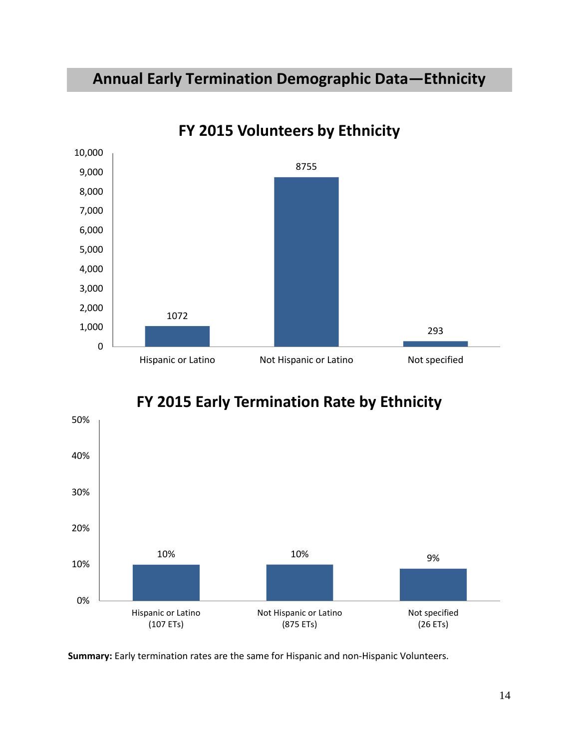# Annual Early Termination Demographic Data—Ethnicity

## FY 2015 Volunteers by Ethnicity

| Ethnicity | Volunteers |
|---|---|
| Hispanic or Latino | 1072 |
| Not Hispanic or Latino | 8755 |
| Not specified | 293 |

## FY 2015 Early Termination Rate by Ethnicity

| Ethnicity | Early Termination Rate |
|---|---|
| Hispanic or Latino (107 ETs) | 10% |
| Not Hispanic or Latino (875 ETs) | 10% |
| Not specified (26 ETs) | 9% |

**Summary:** Early termination rates are the same for Hispanic and non-Hispanic Volunteers.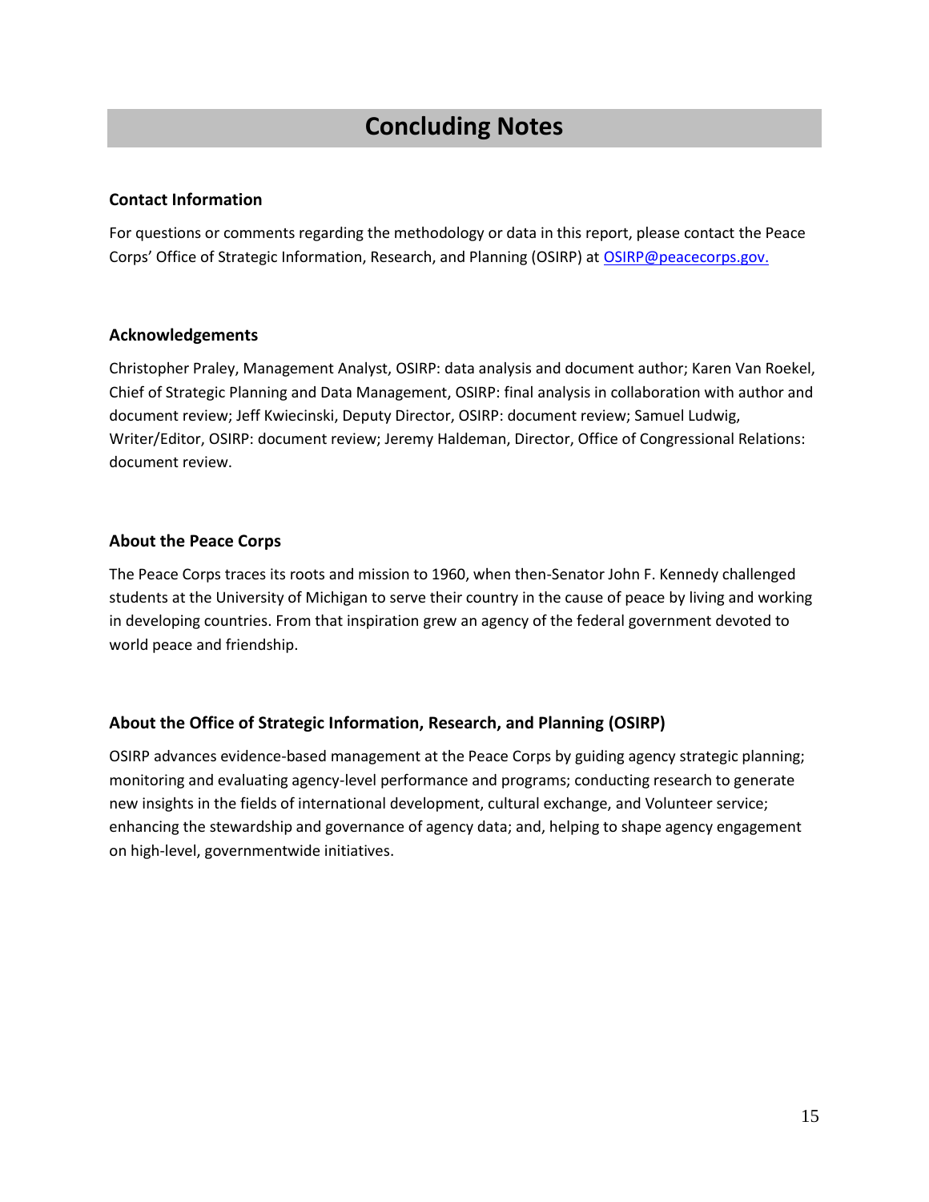# Concluding Notes

### Contact Information

For questions or comments regarding the methodology or data in this report, please contact the Peace Corps' Office of Strategic Information, Research, and Planning (OSIRP) at OSIRP@peacecorps.gov.

### Acknowledgements

Christopher Praley, Management Analyst, OSIRP: data analysis and document author; Karen Van Roekel, Chief of Strategic Planning and Data Management, OSIRP: final analysis in collaboration with author and document review; Jeff Kwiecinski, Deputy Director, OSIRP: document review; Samuel Ludwig, Writer/Editor, OSIRP: document review; Jeremy Haldeman, Director, Office of Congressional Relations: document review.

### About the Peace Corps

The Peace Corps traces its roots and mission to 1960, when then-Senator John F. Kennedy challenged students at the University of Michigan to serve their country in the cause of peace by living and working in developing countries. From that inspiration grew an agency of the federal government devoted to world peace and friendship.

### About the Office of Strategic Information, Research, and Planning (OSIRP)

OSIRP advances evidence-based management at the Peace Corps by guiding agency strategic planning; monitoring and evaluating agency-level performance and programs; conducting research to generate new insights in the fields of international development, cultural exchange, and Volunteer service; enhancing the stewardship and governance of agency data; and, helping to shape agency engagement on high-level, governmentwide initiatives.